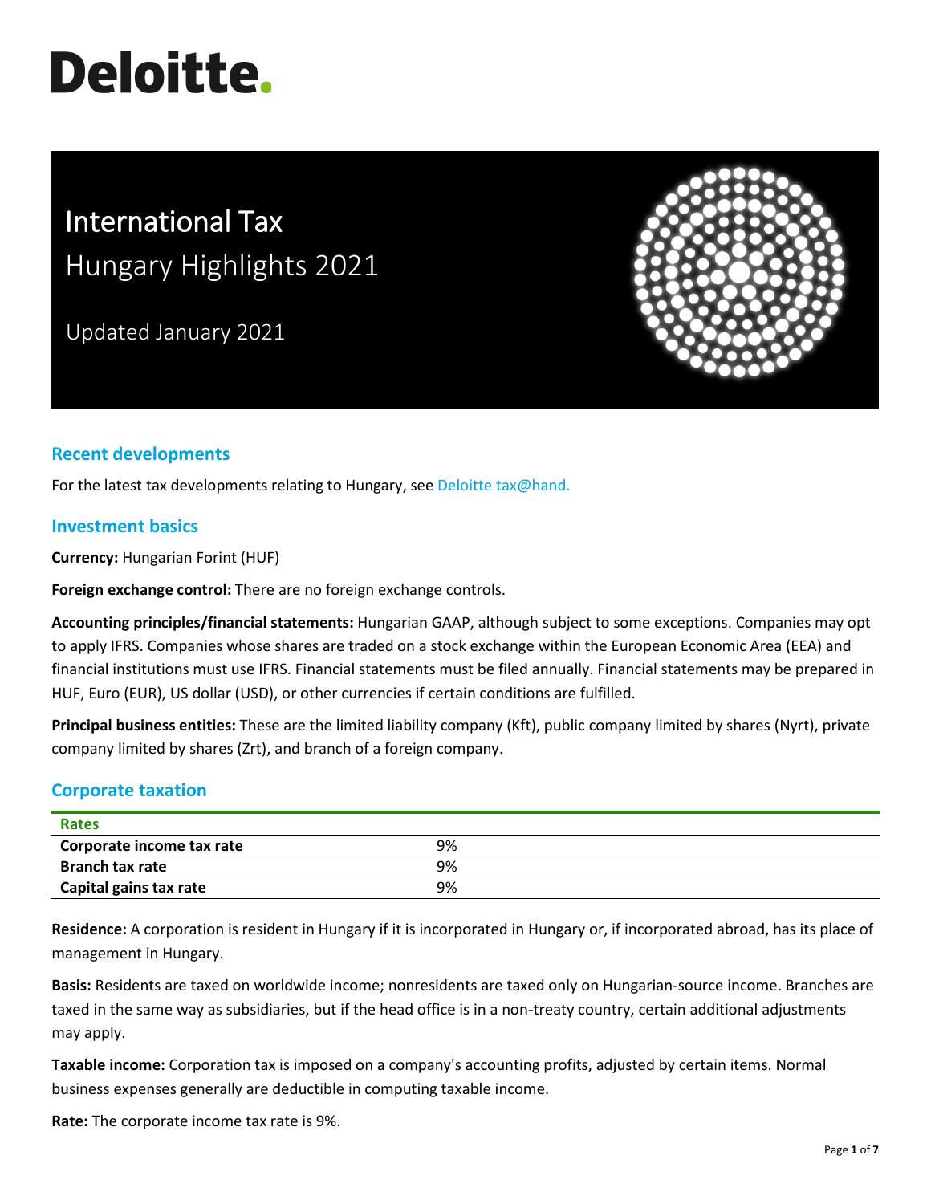Deloitte.

# International Tax
## Hungary Highlights 2021

Updated January 2021

## Recent developments

For the latest tax developments relating to Hungary, see Deloitte tax@hand.

## Investment basics

**Currency:** Hungarian Forint (HUF)

**Foreign exchange control:** There are no foreign exchange controls.

**Accounting principles/financial statements:** Hungarian GAAP, although subject to some exceptions. Companies may opt to apply IFRS. Companies whose shares are traded on a stock exchange within the European Economic Area (EEA) and financial institutions must use IFRS. Financial statements must be filed annually. Financial statements may be prepared in HUF, Euro (EUR), US dollar (USD), or other currencies if certain conditions are fulfilled.

**Principal business entities:** These are the limited liability company (Kft), public company limited by shares (Nyrt), private company limited by shares (Zrt), and branch of a foreign company.

## Corporate taxation

| Rates | |
|---|---|
| **Corporate income tax rate** | 9% |
| **Branch tax rate** | 9% |
| **Capital gains tax rate** | 9% |

**Residence:** A corporation is resident in Hungary if it is incorporated in Hungary or, if incorporated abroad, has its place of management in Hungary.

**Basis:** Residents are taxed on worldwide income; nonresidents are taxed only on Hungarian-source income. Branches are taxed in the same way as subsidiaries, but if the head office is in a non-treaty country, certain additional adjustments may apply.

**Taxable income:** Corporation tax is imposed on a company's accounting profits, adjusted by certain items. Normal business expenses generally are deductible in computing taxable income.

**Rate:** The corporate income tax rate is 9%.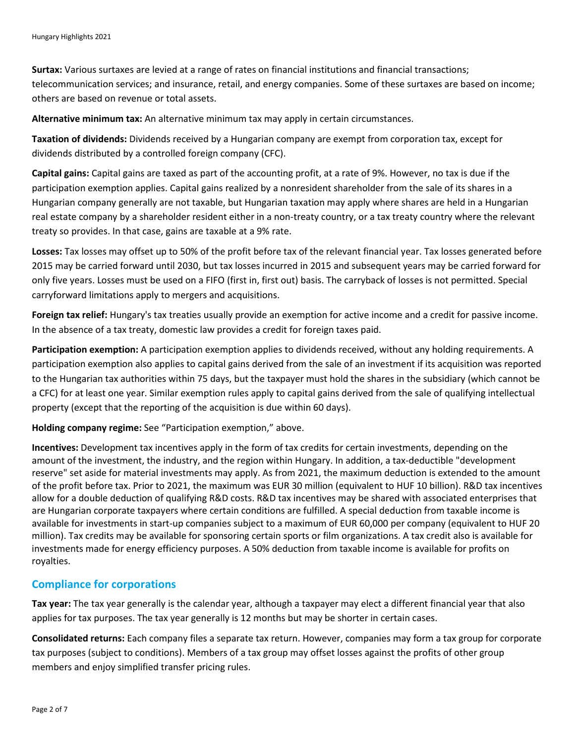**Surtax:** Various surtaxes are levied at a range of rates on financial institutions and financial transactions; telecommunication services; and insurance, retail, and energy companies. Some of these surtaxes are based on income; others are based on revenue or total assets.

**Alternative minimum tax:** An alternative minimum tax may apply in certain circumstances.

**Taxation of dividends:** Dividends received by a Hungarian company are exempt from corporation tax, except for dividends distributed by a controlled foreign company (CFC).

**Capital gains:** Capital gains are taxed as part of the accounting profit, at a rate of 9%. However, no tax is due if the participation exemption applies. Capital gains realized by a nonresident shareholder from the sale of its shares in a Hungarian company generally are not taxable, but Hungarian taxation may apply where shares are held in a Hungarian real estate company by a shareholder resident either in a non-treaty country, or a tax treaty country where the relevant treaty so provides. In that case, gains are taxable at a 9% rate.

**Losses:** Tax losses may offset up to 50% of the profit before tax of the relevant financial year. Tax losses generated before 2015 may be carried forward until 2030, but tax losses incurred in 2015 and subsequent years may be carried forward for only five years. Losses must be used on a FIFO (first in, first out) basis. The carryback of losses is not permitted. Special carryforward limitations apply to mergers and acquisitions.

**Foreign tax relief:** Hungary's tax treaties usually provide an exemption for active income and a credit for passive income. In the absence of a tax treaty, domestic law provides a credit for foreign taxes paid.

**Participation exemption:** A participation exemption applies to dividends received, without any holding requirements. A participation exemption also applies to capital gains derived from the sale of an investment if its acquisition was reported to the Hungarian tax authorities within 75 days, but the taxpayer must hold the shares in the subsidiary (which cannot be a CFC) for at least one year. Similar exemption rules apply to capital gains derived from the sale of qualifying intellectual property (except that the reporting of the acquisition is due within 60 days).

**Holding company regime:** See "Participation exemption," above.

**Incentives:** Development tax incentives apply in the form of tax credits for certain investments, depending on the amount of the investment, the industry, and the region within Hungary. In addition, a tax-deductible "development reserve" set aside for material investments may apply. As from 2021, the maximum deduction is extended to the amount of the profit before tax. Prior to 2021, the maximum was EUR 30 million (equivalent to HUF 10 billion). R&D tax incentives allow for a double deduction of qualifying R&D costs. R&D tax incentives may be shared with associated enterprises that are Hungarian corporate taxpayers where certain conditions are fulfilled. A special deduction from taxable income is available for investments in start-up companies subject to a maximum of EUR 60,000 per company (equivalent to HUF 20 million). Tax credits may be available for sponsoring certain sports or film organizations. A tax credit also is available for investments made for energy efficiency purposes. A 50% deduction from taxable income is available for profits on royalties.

## Compliance for corporations

**Tax year:** The tax year generally is the calendar year, although a taxpayer may elect a different financial year that also applies for tax purposes. The tax year generally is 12 months but may be shorter in certain cases.

**Consolidated returns:** Each company files a separate tax return. However, companies may form a tax group for corporate tax purposes (subject to conditions). Members of a tax group may offset losses against the profits of other group members and enjoy simplified transfer pricing rules.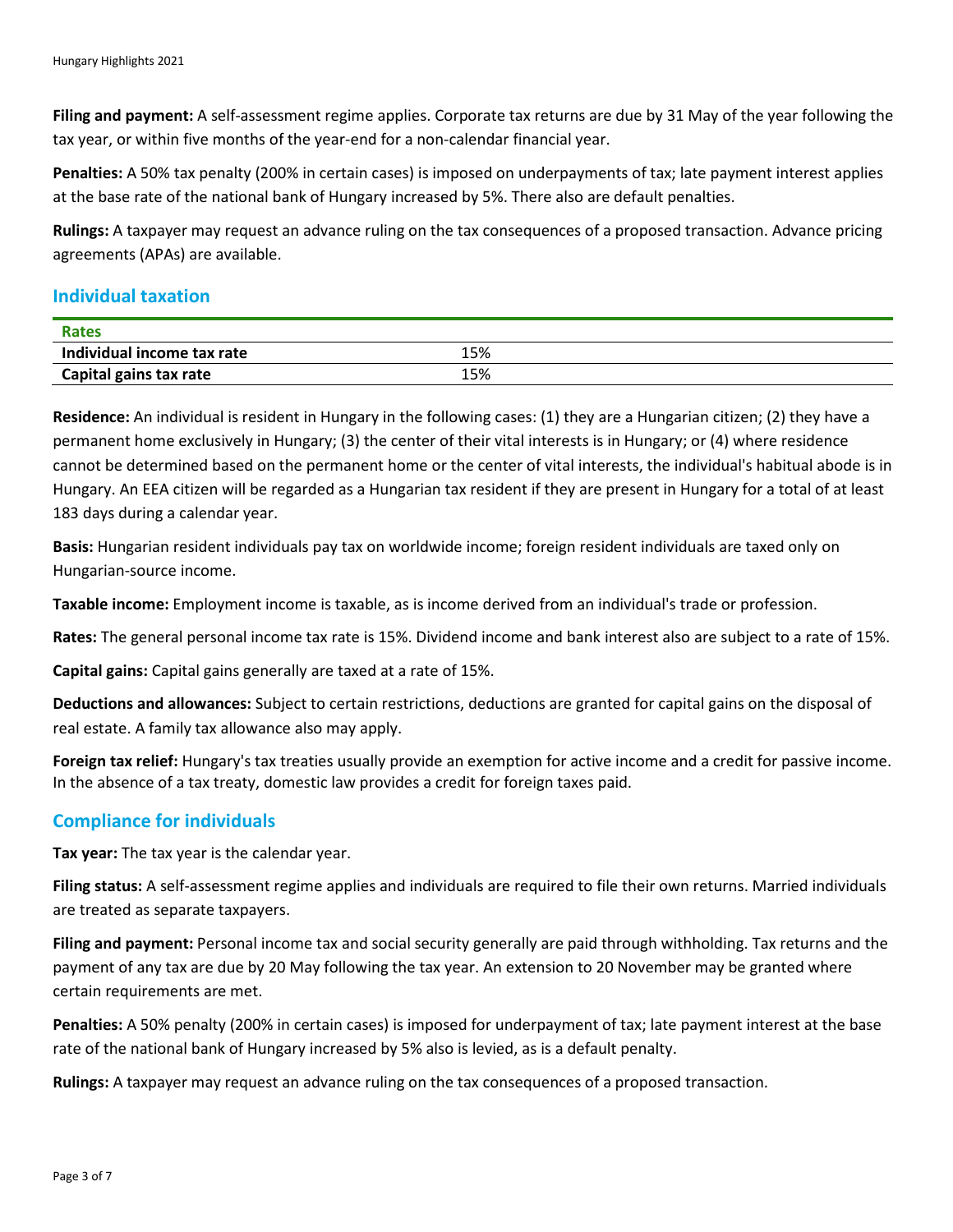**Filing and payment:** A self-assessment regime applies. Corporate tax returns are due by 31 May of the year following the tax year, or within five months of the year-end for a non-calendar financial year.

**Penalties:** A 50% tax penalty (200% in certain cases) is imposed on underpayments of tax; late payment interest applies at the base rate of the national bank of Hungary increased by 5%. There also are default penalties.

**Rulings:** A taxpayer may request an advance ruling on the tax consequences of a proposed transaction. Advance pricing agreements (APAs) are available.

## Individual taxation

| Rates | |
|---|---|
| **Individual income tax rate** | 15% |
| **Capital gains tax rate** | 15% |

**Residence:** An individual is resident in Hungary in the following cases: (1) they are a Hungarian citizen; (2) they have a permanent home exclusively in Hungary; (3) the center of their vital interests is in Hungary; or (4) where residence cannot be determined based on the permanent home or the center of vital interests, the individual's habitual abode is in Hungary. An EEA citizen will be regarded as a Hungarian tax resident if they are present in Hungary for a total of at least 183 days during a calendar year.

**Basis:** Hungarian resident individuals pay tax on worldwide income; foreign resident individuals are taxed only on Hungarian-source income.

**Taxable income:** Employment income is taxable, as is income derived from an individual's trade or profession.

**Rates:** The general personal income tax rate is 15%. Dividend income and bank interest also are subject to a rate of 15%.

**Capital gains:** Capital gains generally are taxed at a rate of 15%.

**Deductions and allowances:** Subject to certain restrictions, deductions are granted for capital gains on the disposal of real estate. A family tax allowance also may apply.

**Foreign tax relief:** Hungary's tax treaties usually provide an exemption for active income and a credit for passive income. In the absence of a tax treaty, domestic law provides a credit for foreign taxes paid.

## Compliance for individuals

**Tax year:** The tax year is the calendar year.

**Filing status:** A self-assessment regime applies and individuals are required to file their own returns. Married individuals are treated as separate taxpayers.

**Filing and payment:** Personal income tax and social security generally are paid through withholding. Tax returns and the payment of any tax are due by 20 May following the tax year. An extension to 20 November may be granted where certain requirements are met.

**Penalties:** A 50% penalty (200% in certain cases) is imposed for underpayment of tax; late payment interest at the base rate of the national bank of Hungary increased by 5% also is levied, as is a default penalty.

**Rulings:** A taxpayer may request an advance ruling on the tax consequences of a proposed transaction.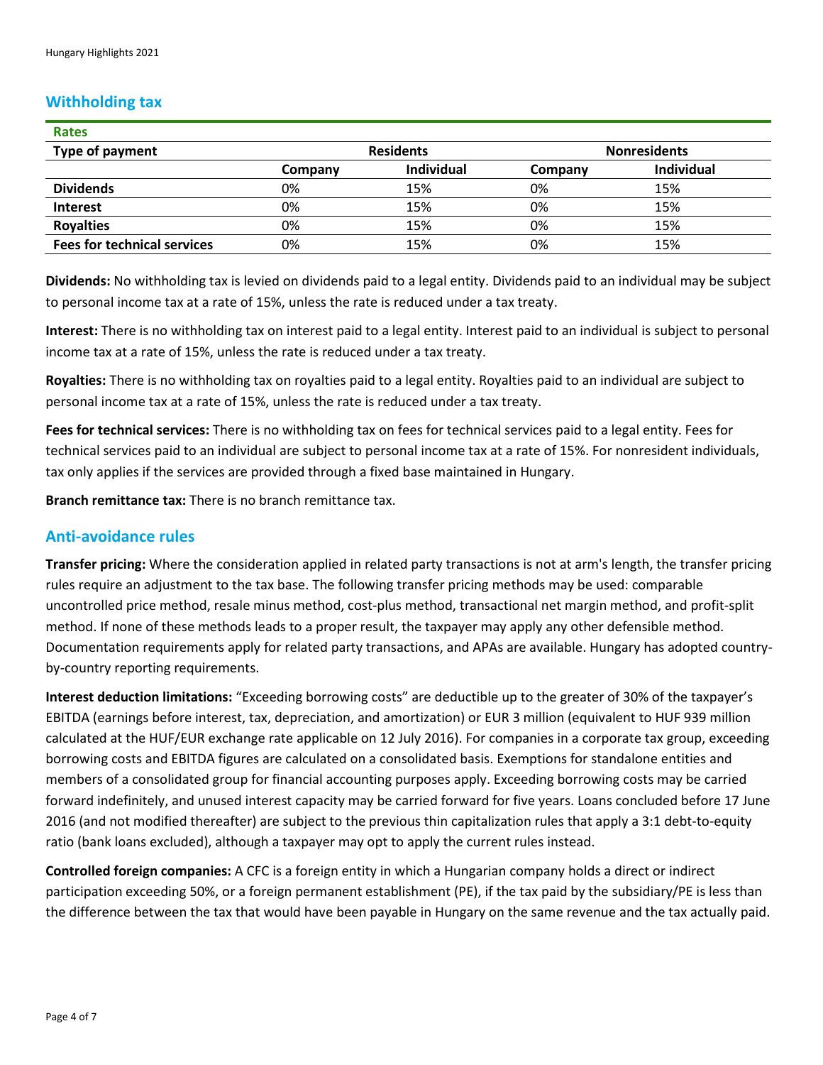## Withholding tax

| Rates | | | | |
|---|---|---|---|---|
| **Type of payment** | **Residents** | | **Nonresidents** | |
| | **Company** | **Individual** | **Company** | **Individual** |
| **Dividends** | 0% | 15% | 0% | 15% |
| **Interest** | 0% | 15% | 0% | 15% |
| **Royalties** | 0% | 15% | 0% | 15% |
| **Fees for technical services** | 0% | 15% | 0% | 15% |

**Dividends:** No withholding tax is levied on dividends paid to a legal entity. Dividends paid to an individual may be subject to personal income tax at a rate of 15%, unless the rate is reduced under a tax treaty.

**Interest:** There is no withholding tax on interest paid to a legal entity. Interest paid to an individual is subject to personal income tax at a rate of 15%, unless the rate is reduced under a tax treaty.

**Royalties:** There is no withholding tax on royalties paid to a legal entity. Royalties paid to an individual are subject to personal income tax at a rate of 15%, unless the rate is reduced under a tax treaty.

**Fees for technical services:** There is no withholding tax on fees for technical services paid to a legal entity. Fees for technical services paid to an individual are subject to personal income tax at a rate of 15%. For nonresident individuals, tax only applies if the services are provided through a fixed base maintained in Hungary.

**Branch remittance tax:** There is no branch remittance tax.

## Anti-avoidance rules

**Transfer pricing:** Where the consideration applied in related party transactions is not at arm's length, the transfer pricing rules require an adjustment to the tax base. The following transfer pricing methods may be used: comparable uncontrolled price method, resale minus method, cost-plus method, transactional net margin method, and profit-split method. If none of these methods leads to a proper result, the taxpayer may apply any other defensible method. Documentation requirements apply for related party transactions, and APAs are available. Hungary has adopted country-by-country reporting requirements.

**Interest deduction limitations:** "Exceeding borrowing costs" are deductible up to the greater of 30% of the taxpayer's EBITDA (earnings before interest, tax, depreciation, and amortization) or EUR 3 million (equivalent to HUF 939 million calculated at the HUF/EUR exchange rate applicable on 12 July 2016). For companies in a corporate tax group, exceeding borrowing costs and EBITDA figures are calculated on a consolidated basis. Exemptions for standalone entities and members of a consolidated group for financial accounting purposes apply. Exceeding borrowing costs may be carried forward indefinitely, and unused interest capacity may be carried forward for five years. Loans concluded before 17 June 2016 (and not modified thereafter) are subject to the previous thin capitalization rules that apply a 3:1 debt-to-equity ratio (bank loans excluded), although a taxpayer may opt to apply the current rules instead.

**Controlled foreign companies:** A CFC is a foreign entity in which a Hungarian company holds a direct or indirect participation exceeding 50%, or a foreign permanent establishment (PE), if the tax paid by the subsidiary/PE is less than the difference between the tax that would have been payable in Hungary on the same revenue and the tax actually paid.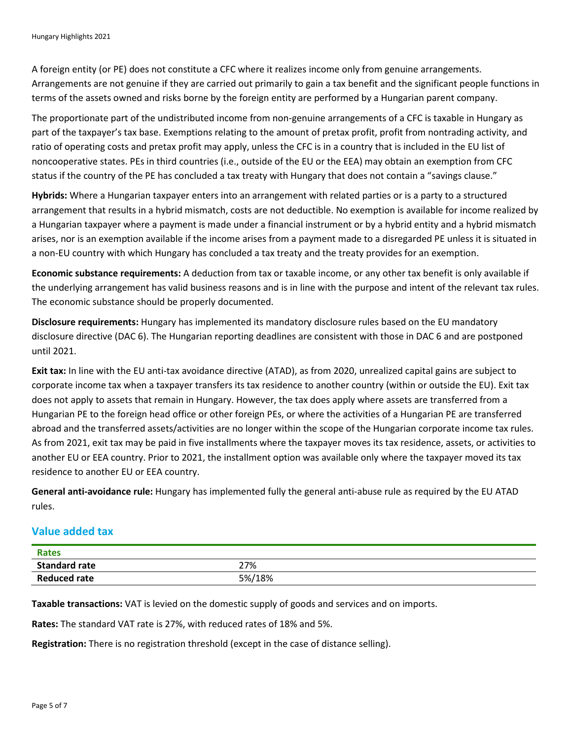A foreign entity (or PE) does not constitute a CFC where it realizes income only from genuine arrangements. Arrangements are not genuine if they are carried out primarily to gain a tax benefit and the significant people functions in terms of the assets owned and risks borne by the foreign entity are performed by a Hungarian parent company.

The proportionate part of the undistributed income from non-genuine arrangements of a CFC is taxable in Hungary as part of the taxpayer's tax base. Exemptions relating to the amount of pretax profit, profit from nontrading activity, and ratio of operating costs and pretax profit may apply, unless the CFC is in a country that is included in the EU list of noncooperative states. PEs in third countries (i.e., outside of the EU or the EEA) may obtain an exemption from CFC status if the country of the PE has concluded a tax treaty with Hungary that does not contain a "savings clause."

**Hybrids:** Where a Hungarian taxpayer enters into an arrangement with related parties or is a party to a structured arrangement that results in a hybrid mismatch, costs are not deductible. No exemption is available for income realized by a Hungarian taxpayer where a payment is made under a financial instrument or by a hybrid entity and a hybrid mismatch arises, nor is an exemption available if the income arises from a payment made to a disregarded PE unless it is situated in a non-EU country with which Hungary has concluded a tax treaty and the treaty provides for an exemption.

**Economic substance requirements:** A deduction from tax or taxable income, or any other tax benefit is only available if the underlying arrangement has valid business reasons and is in line with the purpose and intent of the relevant tax rules. The economic substance should be properly documented.

**Disclosure requirements:** Hungary has implemented its mandatory disclosure rules based on the EU mandatory disclosure directive (DAC 6). The Hungarian reporting deadlines are consistent with those in DAC 6 and are postponed until 2021.

**Exit tax:** In line with the EU anti-tax avoidance directive (ATAD), as from 2020, unrealized capital gains are subject to corporate income tax when a taxpayer transfers its tax residence to another country (within or outside the EU). Exit tax does not apply to assets that remain in Hungary. However, the tax does apply where assets are transferred from a Hungarian PE to the foreign head office or other foreign PEs, or where the activities of a Hungarian PE are transferred abroad and the transferred assets/activities are no longer within the scope of the Hungarian corporate income tax rules. As from 2021, exit tax may be paid in five installments where the taxpayer moves its tax residence, assets, or activities to another EU or EEA country. Prior to 2021, the installment option was available only where the taxpayer moved its tax residence to another EU or EEA country.

**General anti-avoidance rule:** Hungary has implemented fully the general anti-abuse rule as required by the EU ATAD rules.

## Value added tax

| Rates | |
|---|---|
| **Standard rate** | 27% |
| **Reduced rate** | 5%/18% |

**Taxable transactions:** VAT is levied on the domestic supply of goods and services and on imports.

**Rates:** The standard VAT rate is 27%, with reduced rates of 18% and 5%.

**Registration:** There is no registration threshold (except in the case of distance selling).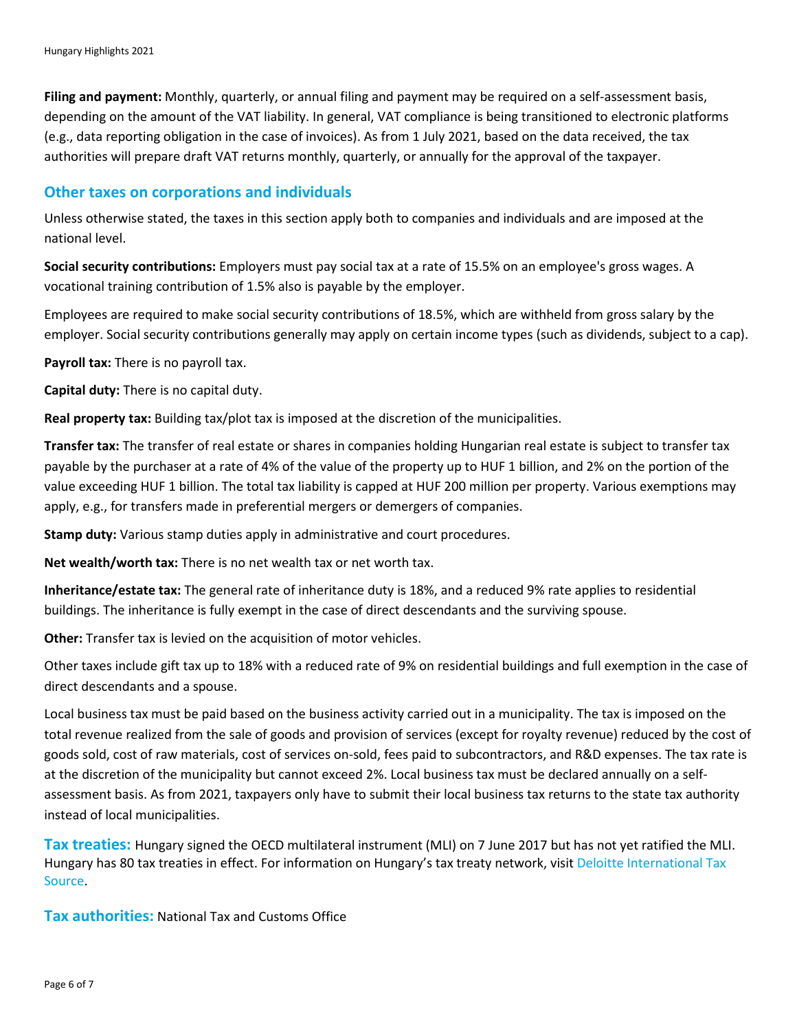**Filing and payment:** Monthly, quarterly, or annual filing and payment may be required on a self-assessment basis, depending on the amount of the VAT liability. In general, VAT compliance is being transitioned to electronic platforms (e.g., data reporting obligation in the case of invoices). As from 1 July 2021, based on the data received, the tax authorities will prepare draft VAT returns monthly, quarterly, or annually for the approval of the taxpayer.

## Other taxes on corporations and individuals

Unless otherwise stated, the taxes in this section apply both to companies and individuals and are imposed at the national level.

**Social security contributions:** Employers must pay social tax at a rate of 15.5% on an employee's gross wages. A vocational training contribution of 1.5% also is payable by the employer.

Employees are required to make social security contributions of 18.5%, which are withheld from gross salary by the employer. Social security contributions generally may apply on certain income types (such as dividends, subject to a cap).

**Payroll tax:** There is no payroll tax.

**Capital duty:** There is no capital duty.

**Real property tax:** Building tax/plot tax is imposed at the discretion of the municipalities.

**Transfer tax:** The transfer of real estate or shares in companies holding Hungarian real estate is subject to transfer tax payable by the purchaser at a rate of 4% of the value of the property up to HUF 1 billion, and 2% on the portion of the value exceeding HUF 1 billion. The total tax liability is capped at HUF 200 million per property. Various exemptions may apply, e.g., for transfers made in preferential mergers or demergers of companies.

**Stamp duty:** Various stamp duties apply in administrative and court procedures.

**Net wealth/worth tax:** There is no net wealth tax or net worth tax.

**Inheritance/estate tax:** The general rate of inheritance duty is 18%, and a reduced 9% rate applies to residential buildings. The inheritance is fully exempt in the case of direct descendants and the surviving spouse.

**Other:** Transfer tax is levied on the acquisition of motor vehicles.

Other taxes include gift tax up to 18% with a reduced rate of 9% on residential buildings and full exemption in the case of direct descendants and a spouse.

Local business tax must be paid based on the business activity carried out in a municipality. The tax is imposed on the total revenue realized from the sale of goods and provision of services (except for royalty revenue) reduced by the cost of goods sold, cost of raw materials, cost of services on-sold, fees paid to subcontractors, and R&D expenses. The tax rate is at the discretion of the municipality but cannot exceed 2%. Local business tax must be declared annually on a self-assessment basis. As from 2021, taxpayers only have to submit their local business tax returns to the state tax authority instead of local municipalities.

**Tax treaties:** Hungary signed the OECD multilateral instrument (MLI) on 7 June 2017 but has not yet ratified the MLI. Hungary has 80 tax treaties in effect. For information on Hungary's tax treaty network, visit Deloitte International Tax Source.

**Tax authorities:** National Tax and Customs Office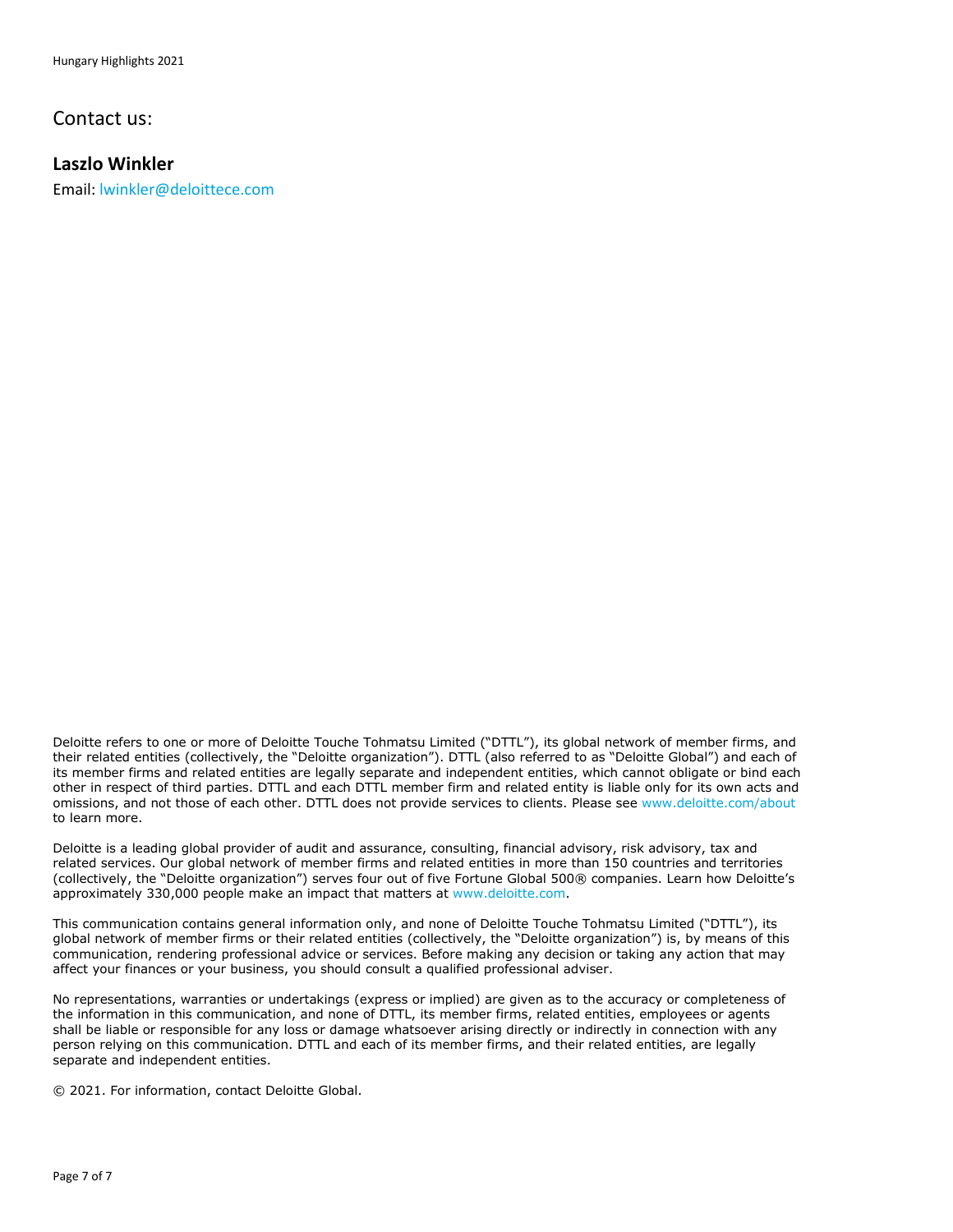## Contact us:

### Laszlo Winkler

Email: lwinkler@deloittece.com

Deloitte refers to one or more of Deloitte Touche Tohmatsu Limited ("DTTL"), its global network of member firms, and their related entities (collectively, the "Deloitte organization"). DTTL (also referred to as "Deloitte Global") and each of its member firms and related entities are legally separate and independent entities, which cannot obligate or bind each other in respect of third parties. DTTL and each DTTL member firm and related entity is liable only for its own acts and omissions, and not those of each other. DTTL does not provide services to clients. Please see www.deloitte.com/about to learn more.

Deloitte is a leading global provider of audit and assurance, consulting, financial advisory, risk advisory, tax and related services. Our global network of member firms and related entities in more than 150 countries and territories (collectively, the "Deloitte organization") serves four out of five Fortune Global 500® companies. Learn how Deloitte's approximately 330,000 people make an impact that matters at www.deloitte.com.

This communication contains general information only, and none of Deloitte Touche Tohmatsu Limited ("DTTL"), its global network of member firms or their related entities (collectively, the "Deloitte organization") is, by means of this communication, rendering professional advice or services. Before making any decision or taking any action that may affect your finances or your business, you should consult a qualified professional adviser.

No representations, warranties or undertakings (express or implied) are given as to the accuracy or completeness of the information in this communication, and none of DTTL, its member firms, related entities, employees or agents shall be liable or responsible for any loss or damage whatsoever arising directly or indirectly in connection with any person relying on this communication. DTTL and each of its member firms, and their related entities, are legally separate and independent entities.

© 2021. For information, contact Deloitte Global.